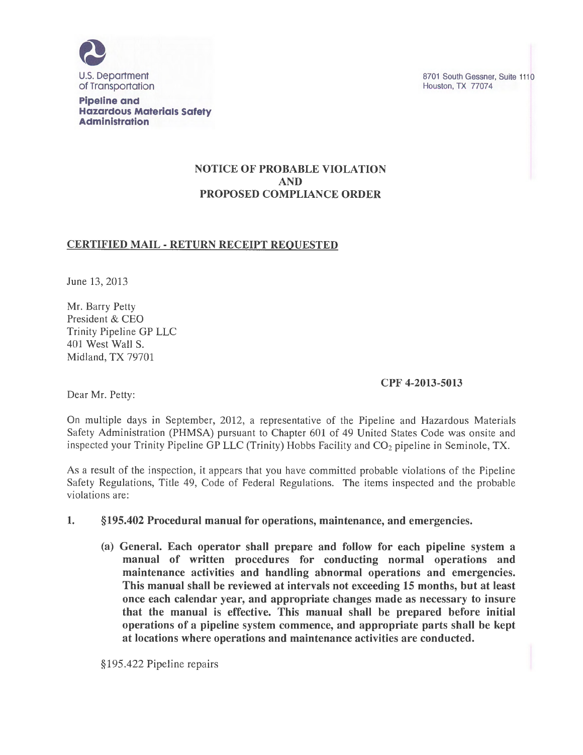U.S. Department of Transportation

**Pipeline and Hazardous Materials Safety Administration**

8701 South Gessner, Suite 1110
Houston, TX 77074

**NOTICE OF PROBABLE VIOLATION**
**AND**
**PROPOSED COMPLIANCE ORDER**

**CERTIFIED MAIL - RETURN RECEIPT REQUESTED**

June 13, 2013

Mr. Barry Petty
President & CEO
Trinity Pipeline GP LLC
401 West Wall S.
Midland, TX 79701

**CPF 4-2013-5013**

Dear Mr. Petty:

On multiple days in September, 2012, a representative of the Pipeline and Hazardous Materials Safety Administration (PHMSA) pursuant to Chapter 601 of 49 United States Code was onsite and inspected your Trinity Pipeline GP LLC (Trinity) Hobbs Facility and $CO_2$ pipeline in Seminole, TX.

As a result of the inspection, it appears that you have committed probable violations of the Pipeline Safety Regulations, Title 49, Code of Federal Regulations. The items inspected and the probable violations are:

1. **§195.402 Procedural manual for operations, maintenance, and emergencies.**

   **(a) General. Each operator shall prepare and follow for each pipeline system a manual of written procedures for conducting normal operations and maintenance activities and handling abnormal operations and emergencies. This manual shall be reviewed at intervals not exceeding 15 months, but at least once each calendar year, and appropriate changes made as necessary to insure that the manual is effective. This manual shall be prepared before initial operations of a pipeline system commence, and appropriate parts shall be kept at locations where operations and maintenance activities are conducted.**

   §195.422 Pipeline repairs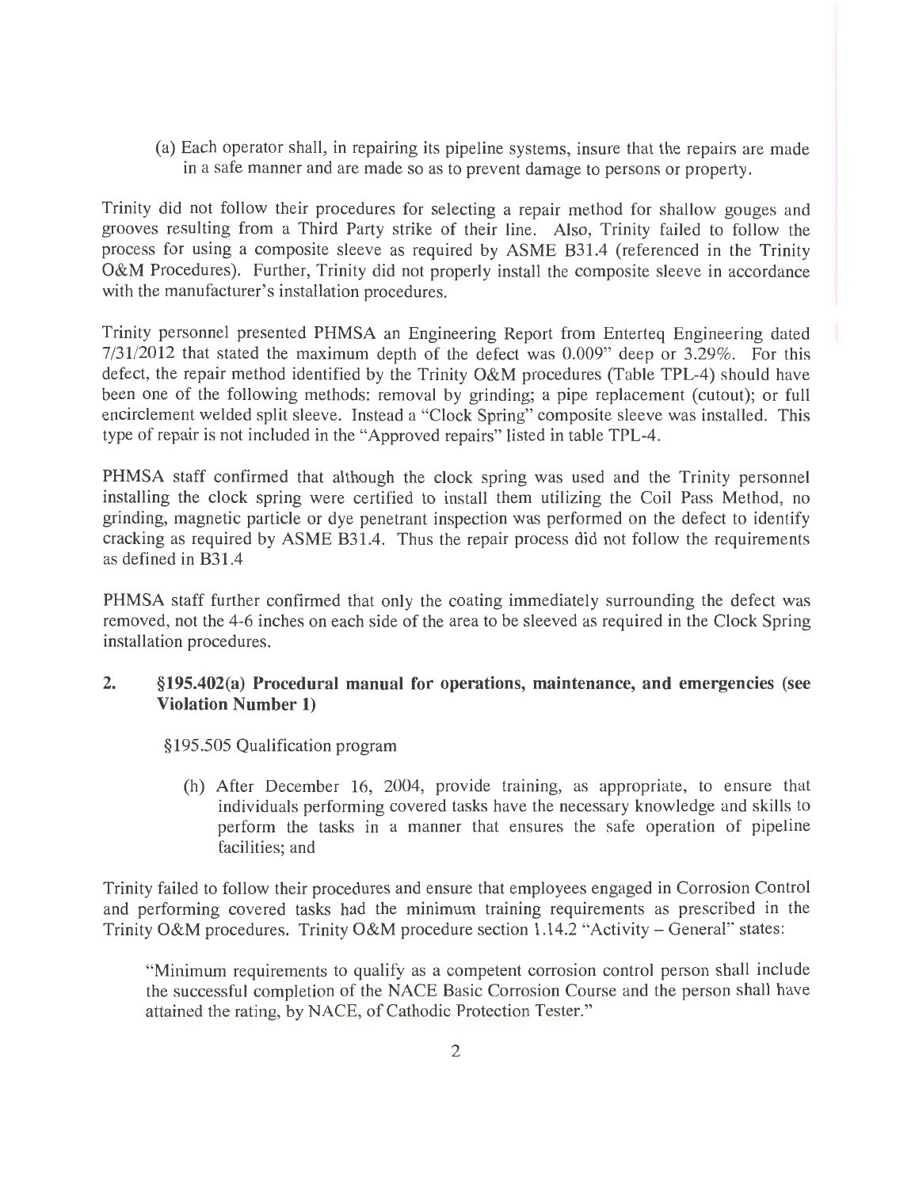(a) Each operator shall, in repairing its pipeline systems, insure that the repairs are made in a safe manner and are made so as to prevent damage to persons or property.

Trinity did not follow their procedures for selecting a repair method for shallow gouges and grooves resulting from a Third Party strike of their line. Also, Trinity failed to follow the process for using a composite sleeve as required by ASME B31.4 (referenced in the Trinity O&M Procedures). Further, Trinity did not properly install the composite sleeve in accordance with the manufacturer's installation procedures.

Trinity personnel presented PHMSA an Engineering Report from Enterteq Engineering dated 7/31/2012 that stated the maximum depth of the defect was 0.009" deep or 3.29%. For this defect, the repair method identified by the Trinity O&M procedures (Table TPL-4) should have been one of the following methods: removal by grinding; a pipe replacement (cutout); or full encirclement welded split sleeve. Instead a "Clock Spring" composite sleeve was installed. This type of repair is not included in the "Approved repairs" listed in table TPL-4.

PHMSA staff confirmed that although the clock spring was used and the Trinity personnel installing the clock spring were certified to install them utilizing the Coil Pass Method, no grinding, magnetic particle or dye penetrant inspection was performed on the defect to identify cracking as required by ASME B31.4. Thus the repair process did not follow the requirements as defined in B31.4

PHMSA staff further confirmed that only the coating immediately surrounding the defect was removed, not the 4-6 inches on each side of the area to be sleeved as required in the Clock Spring installation procedures.

## 2. §195.402(a) Procedural manual for operations, maintenance, and emergencies (see Violation Number 1)

§195.505 Qualification program

(h) After December 16, 2004, provide training, as appropriate, to ensure that individuals performing covered tasks have the necessary knowledge and skills to perform the tasks in a manner that ensures the safe operation of pipeline facilities; and

Trinity failed to follow their procedures and ensure that employees engaged in Corrosion Control and performing covered tasks had the minimum training requirements as prescribed in the Trinity O&M procedures. Trinity O&M procedure section 1.14.2 "Activity – General" states:

"Minimum requirements to qualify as a competent corrosion control person shall include the successful completion of the NACE Basic Corrosion Course and the person shall have attained the rating, by NACE, of Cathodic Protection Tester."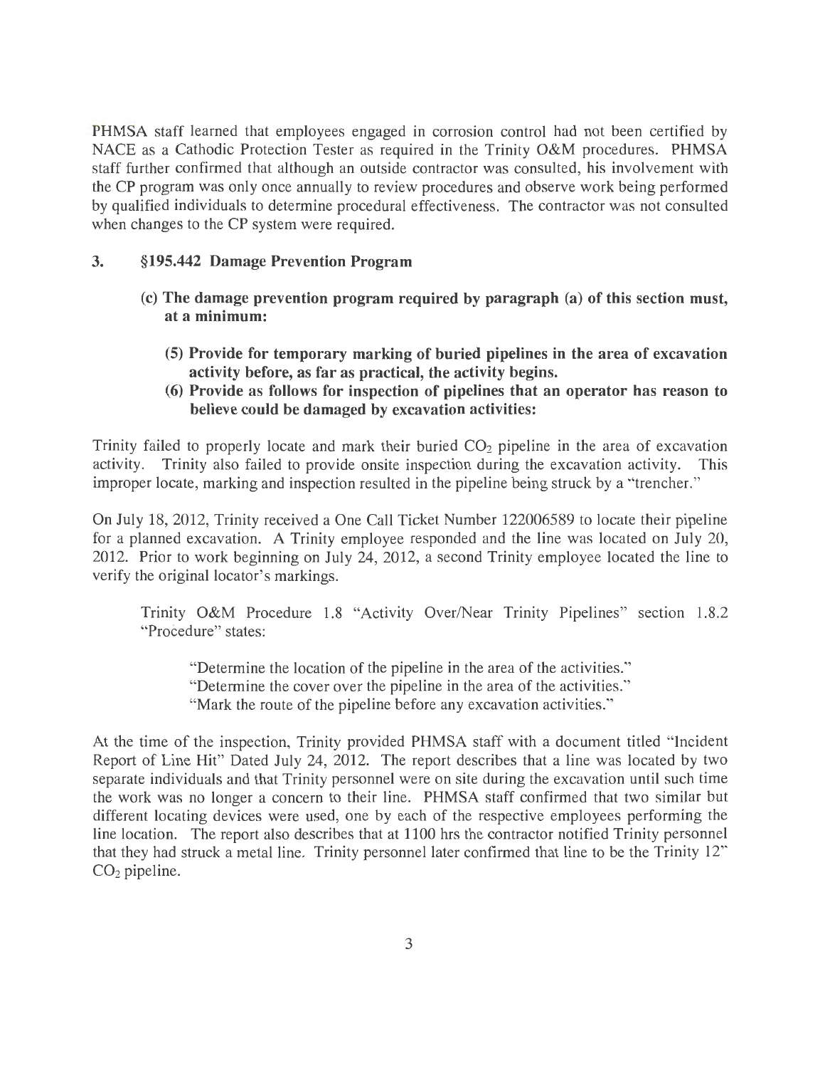PHMSA staff learned that employees engaged in corrosion control had not been certified by NACE as a Cathodic Protection Tester as required in the Trinity O&M procedures. PHMSA staff further confirmed that although an outside contractor was consulted, his involvement with the CP program was only once annually to review procedures and observe work being performed by qualified individuals to determine procedural effectiveness. The contractor was not consulted when changes to the CP system were required.

### 3. §195.442 Damage Prevention Program

**(c) The damage prevention program required by paragraph (a) of this section must, at a minimum:**

**(5) Provide for temporary marking of buried pipelines in the area of excavation activity before, as far as practical, the activity begins.**

**(6) Provide as follows for inspection of pipelines that an operator has reason to believe could be damaged by excavation activities:**

Trinity failed to properly locate and mark their buried $CO_2$ pipeline in the area of excavation activity. Trinity also failed to provide onsite inspection during the excavation activity. This improper locate, marking and inspection resulted in the pipeline being struck by a "trencher."

On July 18, 2012, Trinity received a One Call Ticket Number 122006589 to locate their pipeline for a planned excavation. A Trinity employee responded and the line was located on July 20, 2012. Prior to work beginning on July 24, 2012, a second Trinity employee located the line to verify the original locator's markings.

> Trinity O&M Procedure 1.8 "Activity Over/Near Trinity Pipelines" section 1.8.2 "Procedure" states:
>
> "Determine the location of the pipeline in the area of the activities."
> "Determine the cover over the pipeline in the area of the activities."
> "Mark the route of the pipeline before any excavation activities."

At the time of the inspection, Trinity provided PHMSA staff with a document titled "Incident Report of Line Hit" Dated July 24, 2012. The report describes that a line was located by two separate individuals and that Trinity personnel were on site during the excavation until such time the work was no longer a concern to their line. PHMSA staff confirmed that two similar but different locating devices were used, one by each of the respective employees performing the line location. The report also describes that at 1100 hrs the contractor notified Trinity personnel that they had struck a metal line. Trinity personnel later confirmed that line to be the Trinity 12" $CO_2$ pipeline.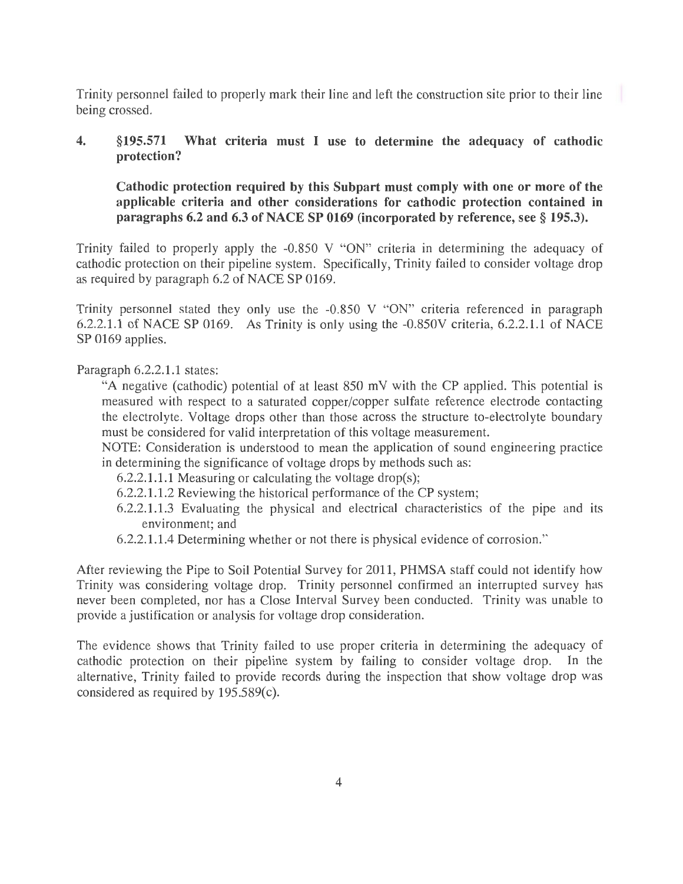Trinity personnel failed to properly mark their line and left the construction site prior to their line being crossed.

**4. §195.571 What criteria must I use to determine the adequacy of cathodic protection?**

**Cathodic protection required by this Subpart must comply with one or more of the applicable criteria and other considerations for cathodic protection contained in paragraphs 6.2 and 6.3 of NACE SP 0169 (incorporated by reference, see § 195.3).**

Trinity failed to properly apply the -0.850 V "ON" criteria in determining the adequacy of cathodic protection on their pipeline system. Specifically, Trinity failed to consider voltage drop as required by paragraph 6.2 of NACE SP 0169.

Trinity personnel stated they only use the -0.850 V "ON" criteria referenced in paragraph 6.2.2.1.1 of NACE SP 0169. As Trinity is only using the -0.850V criteria, 6.2.2.1.1 of NACE SP 0169 applies.

Paragraph 6.2.2.1.1 states:

> "A negative (cathodic) potential of at least 850 mV with the CP applied. This potential is measured with respect to a saturated copper/copper sulfate reference electrode contacting the electrolyte. Voltage drops other than those across the structure to-electrolyte boundary must be considered for valid interpretation of this voltage measurement.
>
> NOTE: Consideration is understood to mean the application of sound engineering practice in determining the significance of voltage drops by methods such as:
>
> 6.2.2.1.1.1 Measuring or calculating the voltage drop(s);
>
> 6.2.2.1.1.2 Reviewing the historical performance of the CP system;
>
> 6.2.2.1.1.3 Evaluating the physical and electrical characteristics of the pipe and its environment; and
>
> 6.2.2.1.1.4 Determining whether or not there is physical evidence of corrosion."

After reviewing the Pipe to Soil Potential Survey for 2011, PHMSA staff could not identify how Trinity was considering voltage drop. Trinity personnel confirmed an interrupted survey has never been completed, nor has a Close Interval Survey been conducted. Trinity was unable to provide a justification or analysis for voltage drop consideration.

The evidence shows that Trinity failed to use proper criteria in determining the adequacy of cathodic protection on their pipeline system by failing to consider voltage drop. In the alternative, Trinity failed to provide records during the inspection that show voltage drop was considered as required by 195.589(c).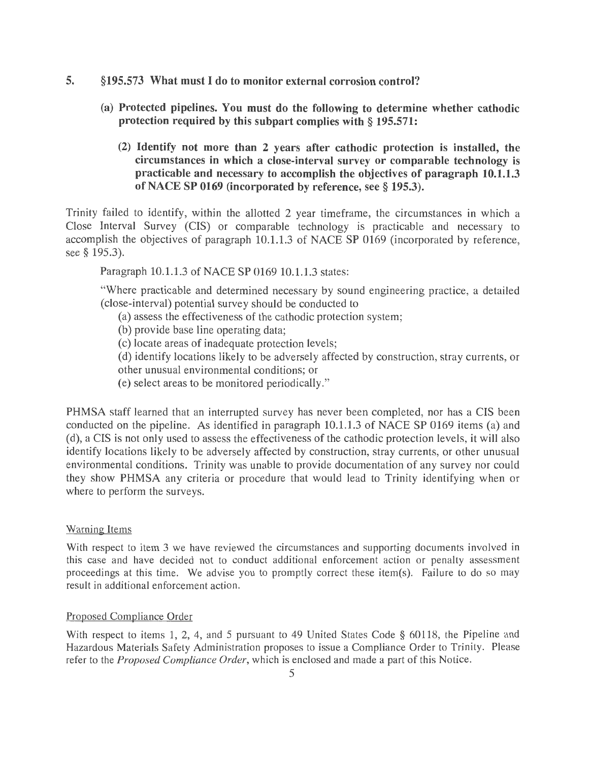## 5. §195.573 What must I do to monitor external corrosion control?

**(a) Protected pipelines. You must do the following to determine whether cathodic protection required by this subpart complies with § 195.571:**

**(2) Identify not more than 2 years after cathodic protection is installed, the circumstances in which a close-interval survey or comparable technology is practicable and necessary to accomplish the objectives of paragraph 10.1.1.3 of NACE SP 0169 (incorporated by reference, see § 195.3).**

Trinity failed to identify, within the allotted 2 year timeframe, the circumstances in which a Close Interval Survey (CIS) or comparable technology is practicable and necessary to accomplish the objectives of paragraph 10.1.1.3 of NACE SP 0169 (incorporated by reference, see § 195.3).

Paragraph 10.1.1.3 of NACE SP 0169 10.1.1.3 states:

"Where practicable and determined necessary by sound engineering practice, a detailed (close-interval) potential survey should be conducted to

(a) assess the effectiveness of the cathodic protection system;
(b) provide base line operating data;
(c) locate areas of inadequate protection levels;
(d) identify locations likely to be adversely affected by construction, stray currents, or other unusual environmental conditions; or
(e) select areas to be monitored periodically."

PHMSA staff learned that an interrupted survey has never been completed, nor has a CIS been conducted on the pipeline. As identified in paragraph 10.1.1.3 of NACE SP 0169 items (a) and (d), a CIS is not only used to assess the effectiveness of the cathodic protection levels, it will also identify locations likely to be adversely affected by construction, stray currents, or other unusual environmental conditions. Trinity was unable to provide documentation of any survey nor could they show PHMSA any criteria or procedure that would lead to Trinity identifying when or where to perform the surveys.

Warning Items

With respect to item 3 we have reviewed the circumstances and supporting documents involved in this case and have decided not to conduct additional enforcement action or penalty assessment proceedings at this time. We advise you to promptly correct these item(s). Failure to do so may result in additional enforcement action.

Proposed Compliance Order

With respect to items 1, 2, 4, and 5 pursuant to 49 United States Code § 60118, the Pipeline and Hazardous Materials Safety Administration proposes to issue a Compliance Order to Trinity. Please refer to the *Proposed Compliance Order*, which is enclosed and made a part of this Notice.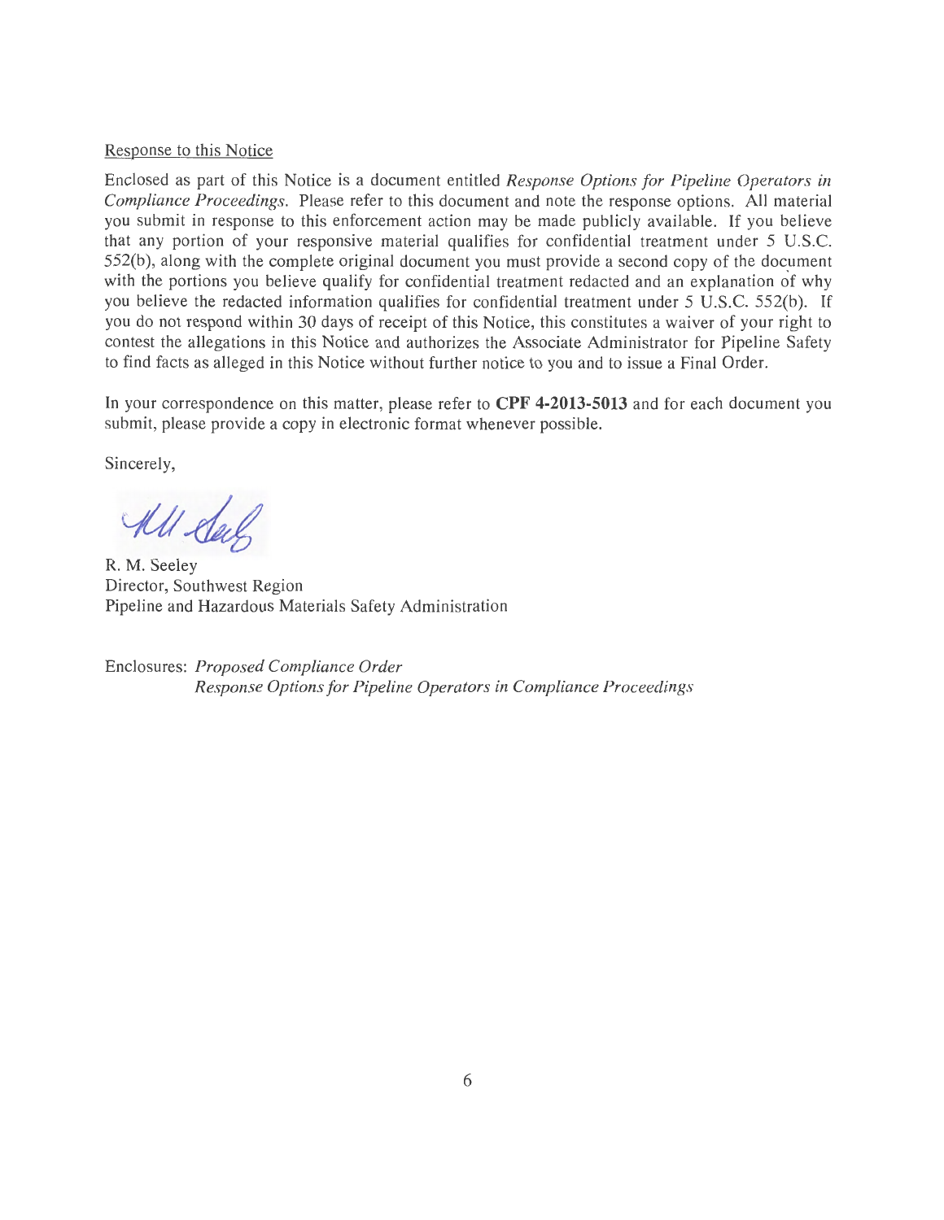Response to this Notice

Enclosed as part of this Notice is a document entitled *Response Options for Pipeline Operators in Compliance Proceedings*. Please refer to this document and note the response options. All material you submit in response to this enforcement action may be made publicly available. If you believe that any portion of your responsive material qualifies for confidential treatment under 5 U.S.C. 552(b), along with the complete original document you must provide a second copy of the document with the portions you believe qualify for confidential treatment redacted and an explanation of why you believe the redacted information qualifies for confidential treatment under 5 U.S.C. 552(b). If you do not respond within 30 days of receipt of this Notice, this constitutes a waiver of your right to contest the allegations in this Notice and authorizes the Associate Administrator for Pipeline Safety to find facts as alleged in this Notice without further notice to you and to issue a Final Order.

In your correspondence on this matter, please refer to **CPF 4-2013-5013** and for each document you submit, please provide a copy in electronic format whenever possible.

Sincerely,

R. M. Seeley
Director, Southwest Region
Pipeline and Hazardous Materials Safety Administration

Enclosures: *Proposed Compliance Order*
*Response Options for Pipeline Operators in Compliance Proceedings*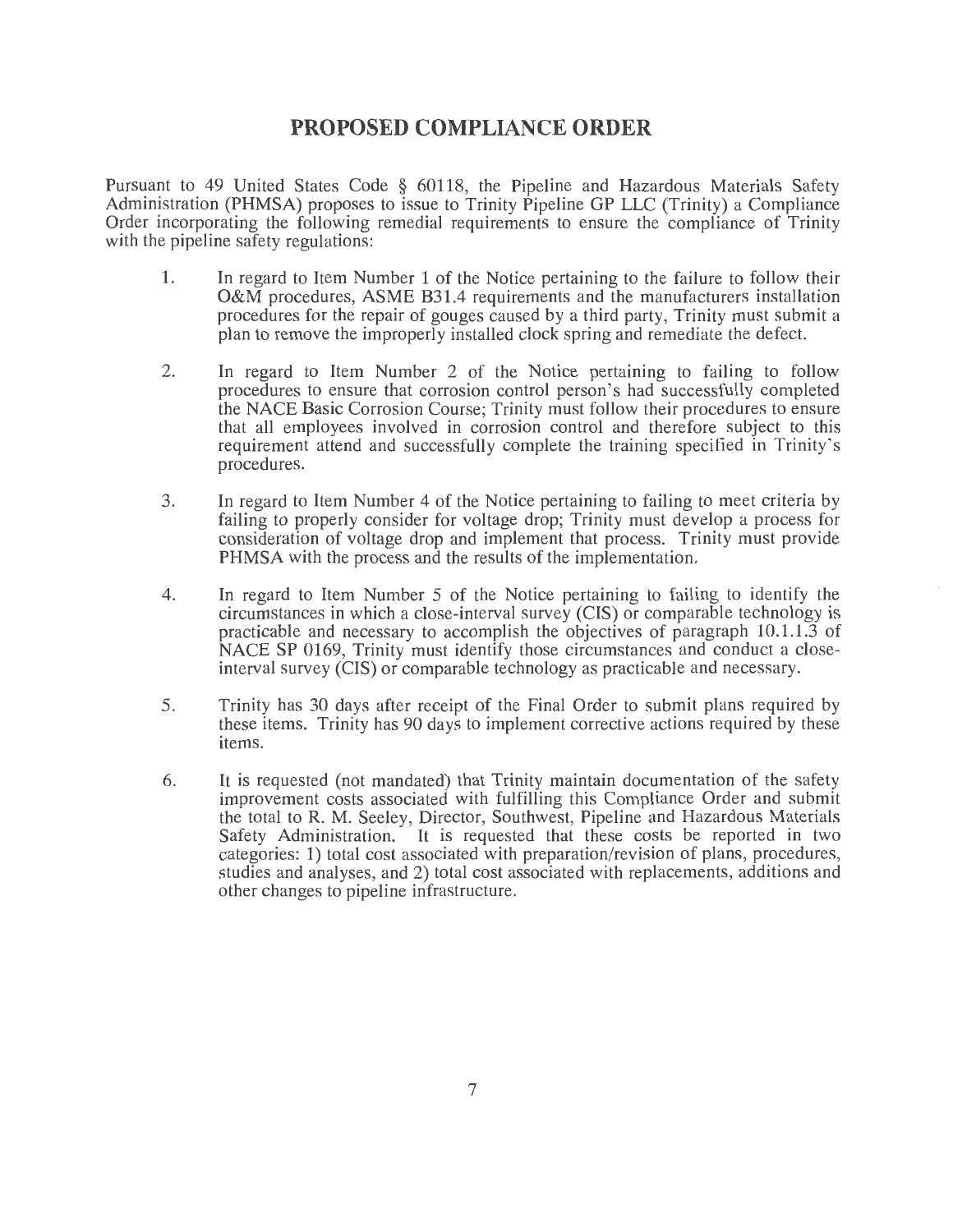# PROPOSED COMPLIANCE ORDER

Pursuant to 49 United States Code § 60118, the Pipeline and Hazardous Materials Safety Administration (PHMSA) proposes to issue to Trinity Pipeline GP LLC (Trinity) a Compliance Order incorporating the following remedial requirements to ensure the compliance of Trinity with the pipeline safety regulations:

1. In regard to Item Number 1 of the Notice pertaining to the failure to follow their O&M procedures, ASME B31.4 requirements and the manufacturers installation procedures for the repair of gouges caused by a third party, Trinity must submit a plan to remove the improperly installed clock spring and remediate the defect.

2. In regard to Item Number 2 of the Notice pertaining to failing to follow procedures to ensure that corrosion control person's had successfully completed the NACE Basic Corrosion Course; Trinity must follow their procedures to ensure that all employees involved in corrosion control and therefore subject to this requirement attend and successfully complete the training specified in Trinity's procedures.

3. In regard to Item Number 4 of the Notice pertaining to failing to meet criteria by failing to properly consider for voltage drop; Trinity must develop a process for consideration of voltage drop and implement that process. Trinity must provide PHMSA with the process and the results of the implementation.

4. In regard to Item Number 5 of the Notice pertaining to failing to identify the circumstances in which a close-interval survey (CIS) or comparable technology is practicable and necessary to accomplish the objectives of paragraph 10.1.1.3 of NACE SP 0169, Trinity must identify those circumstances and conduct a close-interval survey (CIS) or comparable technology as practicable and necessary.

5. Trinity has 30 days after receipt of the Final Order to submit plans required by these items. Trinity has 90 days to implement corrective actions required by these items.

6. It is requested (not mandated) that Trinity maintain documentation of the safety improvement costs associated with fulfilling this Compliance Order and submit the total to R. M. Seeley, Director, Southwest, Pipeline and Hazardous Materials Safety Administration. It is requested that these costs be reported in two categories: 1) total cost associated with preparation/revision of plans, procedures, studies and analyses, and 2) total cost associated with replacements, additions and other changes to pipeline infrastructure.